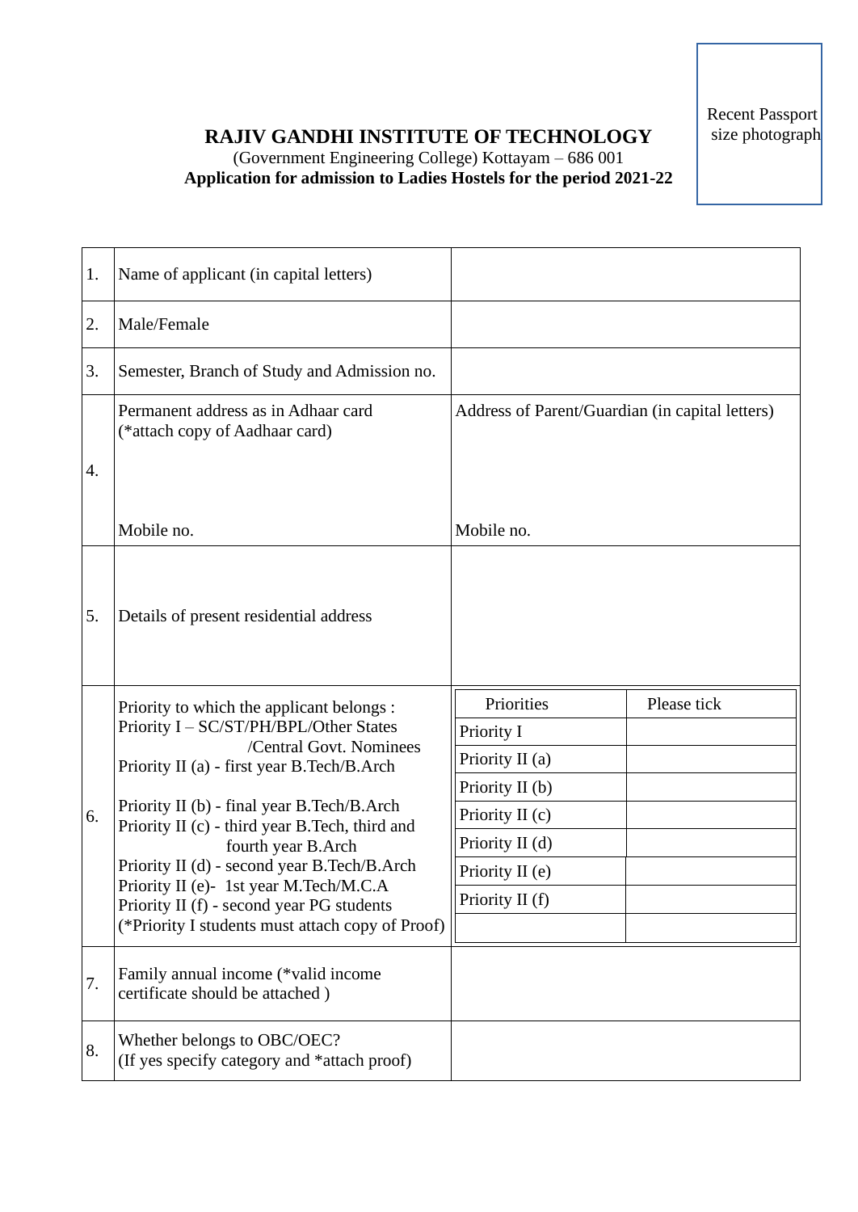Recent Passport size photograph

**RAJIV GANDHI INSTITUTE OF TECHNOLOGY**

(Government Engineering College) Kottayam – 686 001

**Application for admission to Ladies Hostels for the period 2021-22**

| | | |
|---|---|---|
| 1. | Name of applicant (in capital letters) | |
| 2. | Male/Female | |
| 3. | Semester, Branch of Study and Admission no. | |
| 4. | Permanent address as in Adhaar card (*attach copy of Aadhaar card)<br><br>Mobile no. | Address of Parent/Guardian (in capital letters)<br><br>Mobile no. |
| 5. | Details of present residential address | |
| 6. | Priority to which the applicant belongs :<br>Priority I – SC/ST/PH/BPL/Other States /Central Govt. Nominees<br>Priority II (a) - first year B.Tech/B.Arch<br>Priority II (b) - final year B.Tech/B.Arch<br>Priority II (c) - third year B.Tech, third and fourth year B.Arch<br>Priority II (d) - second year B.Tech/B.Arch<br>Priority II (e)- 1st year M.Tech/M.C.A<br>Priority II (f) - second year PG students<br>(*Priority I students must attach copy of Proof) | Priorities / Please tick:<br>Priority I –<br>Priority II (a) –<br>Priority II (b) –<br>Priority II (c) –<br>Priority II (d) –<br>Priority II (e) –<br>Priority II (f) – |
| 7. | Family annual income (*valid income certificate should be attached ) | |
| 8. | Whether belongs to OBC/OEC?<br>(If yes specify category and *attach proof) | |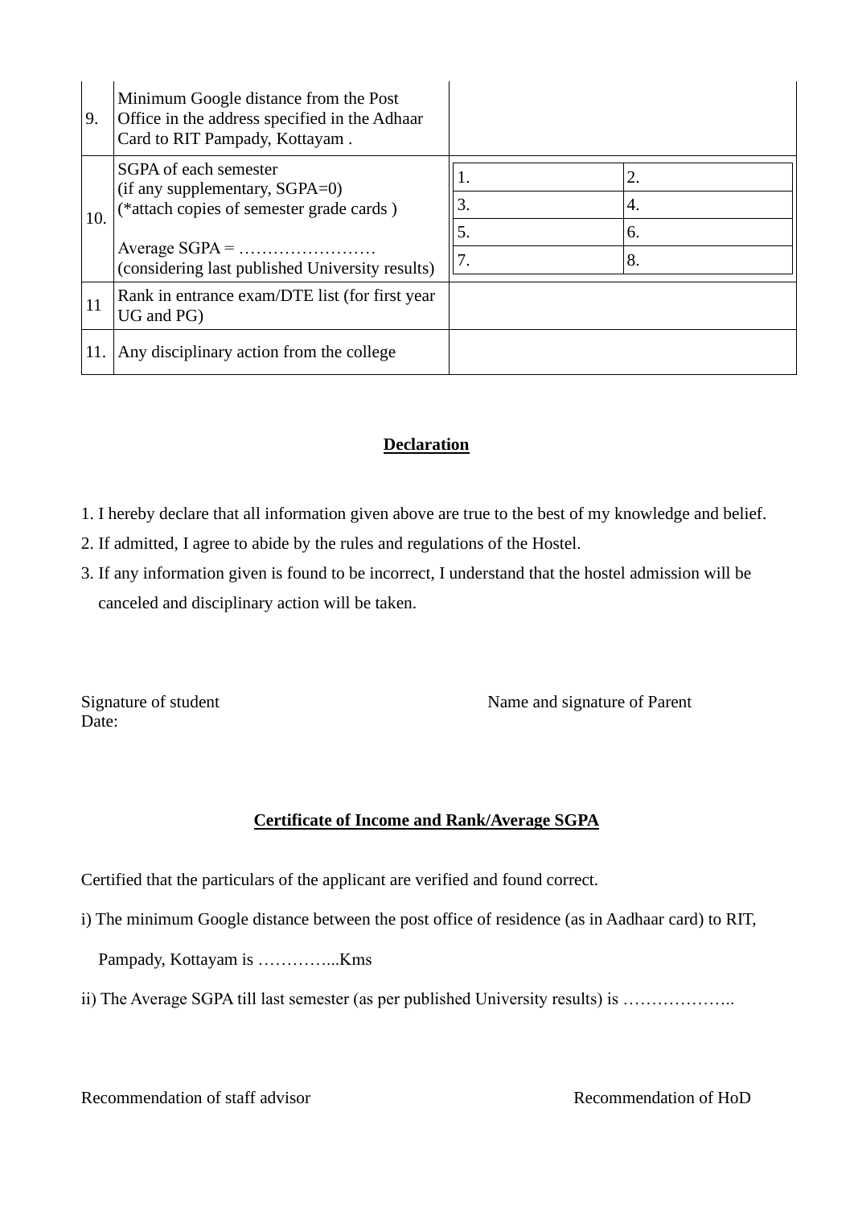| 9. | Minimum Google distance from the Post Office in the address specified in the Adhaar Card to RIT Pampady, Kottayam . | | |
|---|---|---|---|
| 10. | SGPA of each semester<br>(if any supplementary, SGPA=0)<br>(*attach copies of semester grade cards )<br><br>Average SGPA = ……………………<br>(considering last published University results) | 1.<br>3.<br>5.<br>7. | 2.<br>4.<br>6.<br>8. |
| 11 | Rank in entrance exam/DTE list (for first year UG and PG) | | |
| 11. | Any disciplinary action from the college | | |

## **Declaration**

1. I hereby declare that all information given above are true to the best of my knowledge and belief.
2. If admitted, I agree to abide by the rules and regulations of the Hostel.
3. If any information given is found to be incorrect, I understand that the hostel admission will be canceled and disciplinary action will be taken.

Signature of student                                        Name and signature of Parent

Date:

## **Certificate of Income and Rank/Average SGPA**

Certified that the particulars of the applicant are verified and found correct.

i) The minimum Google distance between the post office of residence (as in Aadhaar card) to RIT, Pampady, Kottayam is …………...Kms

ii) The Average SGPA till last semester (as per published University results) is ………………..

Recommendation of staff advisor                                        Recommendation of HoD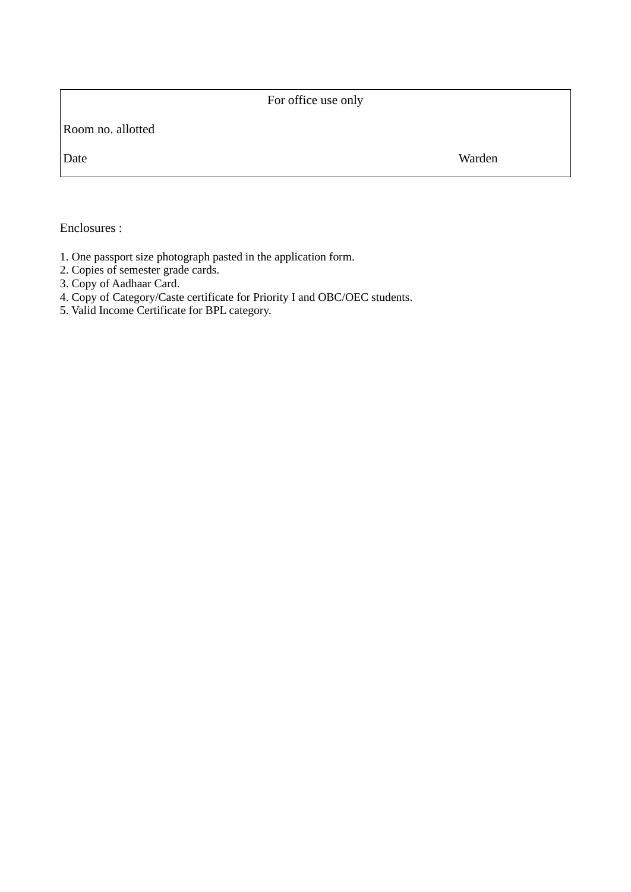| For office use only | |
|---|---|
| Room no. allotted | |
| Date | Warden |

Enclosures :

1. One passport size photograph pasted in the application form.
2. Copies of semester grade cards.
3. Copy of Aadhaar Card.
4. Copy of Category/Caste certificate for Priority I and OBC/OEC students.
5. Valid Income Certificate for BPL category.